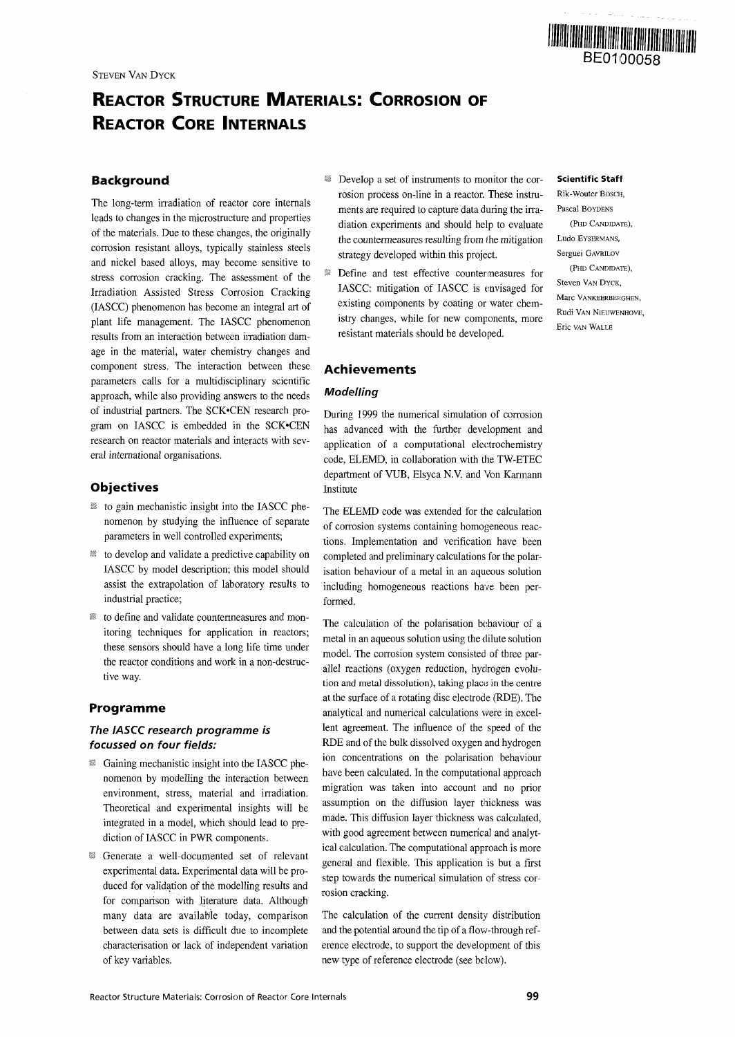BE0100058

Steven Van Dyck

# Reactor Structure Materials: Corrosion of Reactor Core Internals

## Background

The long-term irradiation of reactor core internals leads to changes in the microstructure and properties of the materials. Due to these changes, the originally corrosion resistant alloys, typically stainless steels and nickel based alloys, may become sensitive to stress corrosion cracking. The assessment of the Irradiation Assisted Stress Corrosion Cracking (IASCC) phenomenon has become an integral art of plant life management. The IASCC phenomenon results from an interaction between irradiation damage in the material, water chemistry changes and component stress. The interaction between these parameters calls for a multidisciplinary scientific approach, while also providing answers to the needs of industrial partners. The SCK•CEN research program on IASCC is embedded in the SCK•CEN research on reactor materials and interacts with several international organisations.

## Objectives

- to gain mechanistic insight into the IASCC phenomenon by studying the influence of separate parameters in well controlled experiments;
- to develop and validate a predictive capability on IASCC by model description; this model should assist the extrapolation of laboratory results to industrial practice;
- to define and validate countermeasures and monitoring techniques for application in reactors; these sensors should have a long life time under the reactor conditions and work in a non-destructive way.

## Programme

### *The IASCC research programme is focussed on four fields:*

- Gaining mechanistic insight into the IASCC phenomenon by modelling the interaction between environment, stress, material and irradiation. Theoretical and experimental insights will be integrated in a model, which should lead to prediction of IASCC in PWR components.
- Generate a well-documented set of relevant experimental data. Experimental data will be produced for validation of the modelling results and for comparison with literature data. Although many data are available today, comparison between data sets is difficult due to incomplete characterisation or lack of independent variation of key variables.
- Develop a set of instruments to monitor the corrosion process on-line in a reactor. These instruments are required to capture data during the irradiation experiments and should help to evaluate the countermeasures resulting from the mitigation strategy developed within this project.
- Define and test effective countermeasures for IASCC: mitigation of IASCC is envisaged for existing components by coating or water chemistry changes, while for new components, more resistant materials should be developed.

## Achievements

### *Modelling*

During 1999 the numerical simulation of corrosion has advanced with the further development and application of a computational electrochemistry code, ELEMD, in collaboration with the TW-ETEC department of VUB, Elsyca N.V. and Von Karmann Institute

The ELEMD code was extended for the calculation of corrosion systems containing homogeneous reactions. Implementation and verification have been completed and preliminary calculations for the polarisation behaviour of a metal in an aqueous solution including homogeneous reactions have been performed.

The calculation of the polarisation behaviour of a metal in an aqueous solution using the dilute solution model. The corrosion system consisted of three parallel reactions (oxygen reduction, hydrogen evolution and metal dissolution), taking place in the centre at the surface of a rotating disc electrode (RDE). The analytical and numerical calculations were in excellent agreement. The influence of the speed of the RDE and of the bulk dissolved oxygen and hydrogen ion concentrations on the polarisation behaviour have been calculated. In the computational approach migration was taken into account and no prior assumption on the diffusion layer thickness was made. This diffusion layer thickness was calculated, with good agreement between numerical and analytical calculation. The computational approach is more general and flexible. This application is but a first step towards the numerical simulation of stress corrosion cracking.

The calculation of the current density distribution and the potential around the tip of a flow-through reference electrode, to support the development of this new type of reference electrode (see below).

**Scientific Staff**

Rik-Wouter Bosch,
Pascal Boydens (PhD Candidate),
Ludo Eysermans,
Serguei Gavrilov (PhD Candidate),
Steven Van Dyck,
Marc Vankeerberghen,
Rudi Van Nieuwenhove,
Eric van Walle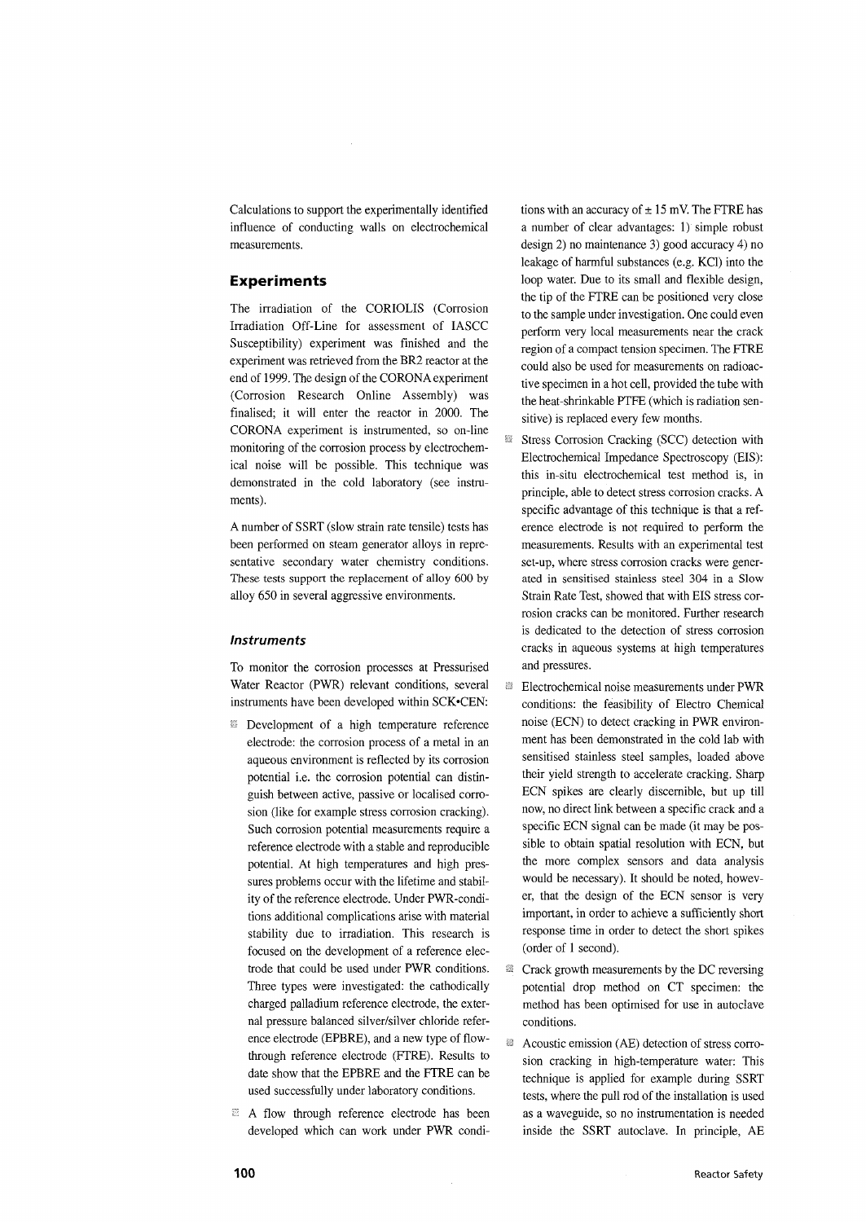Calculations to support the experimentally identified influence of conducting walls on electrochemical measurements.

## Experiments

The irradiation of the CORIOLIS (Corrosion Irradiation Off-Line for assessment of IASCC Susceptibility) experiment was finished and the experiment was retrieved from the BR2 reactor at the end of 1999. The design of the CORONA experiment (Corrosion Research Online Assembly) was finalised; it will enter the reactor in 2000. The CORONA experiment is instrumented, so on-line monitoring of the corrosion process by electrochemical noise will be possible. This technique was demonstrated in the cold laboratory (see instruments).

A number of SSRT (slow strain rate tensile) tests has been performed on steam generator alloys in representative secondary water chemistry conditions. These tests support the replacement of alloy 600 by alloy 650 in several aggressive environments.

### *Instruments*

To monitor the corrosion processes at Pressurised Water Reactor (PWR) relevant conditions, several instruments have been developed within SCK•CEN:

- Development of a high temperature reference electrode: the corrosion process of a metal in an aqueous environment is reflected by its corrosion potential i.e. the corrosion potential can distinguish between active, passive or localised corrosion (like for example stress corrosion cracking). Such corrosion potential measurements require a reference electrode with a stable and reproducible potential. At high temperatures and high pressures problems occur with the lifetime and stability of the reference electrode. Under PWR-conditions additional complications arise with material stability due to irradiation. This research is focused on the development of a reference electrode that could be used under PWR conditions. Three types were investigated: the cathodically charged palladium reference electrode, the external pressure balanced silver/silver chloride reference electrode (EPBRE), and a new type of flow-through reference electrode (FTRE). Results to date show that the EPBRE and the FTRE can be used successfully under laboratory conditions.
- A flow through reference electrode has been developed which can work under PWR conditions with an accuracy of ± 15 mV. The FTRE has a number of clear advantages: 1) simple robust design 2) no maintenance 3) good accuracy 4) no leakage of harmful substances (e.g. KCl) into the loop water. Due to its small and flexible design, the tip of the FTRE can be positioned very close to the sample under investigation. One could even perform very local measurements near the crack region of a compact tension specimen. The FTRE could also be used for measurements on radioactive specimen in a hot cell, provided the tube with the heat-shrinkable PTFE (which is radiation sensitive) is replaced every few months.
- Stress Corrosion Cracking (SCC) detection with Electrochemical Impedance Spectroscopy (EIS): this in-situ electrochemical test method is, in principle, able to detect stress corrosion cracks. A specific advantage of this technique is that a reference electrode is not required to perform the measurements. Results with an experimental test set-up, where stress corrosion cracks were generated in sensitised stainless steel 304 in a Slow Strain Rate Test, showed that with EIS stress corrosion cracks can be monitored. Further research is dedicated to the detection of stress corrosion cracks in aqueous systems at high temperatures and pressures.
- Electrochemical noise measurements under PWR conditions: the feasibility of Electro Chemical noise (ECN) to detect cracking in PWR environment has been demonstrated in the cold lab with sensitised stainless steel samples, loaded above their yield strength to accelerate cracking. Sharp ECN spikes are clearly discernible, but up till now, no direct link between a specific crack and a specific ECN signal can be made (it may be possible to obtain spatial resolution with ECN, but the more complex sensors and data analysis would be necessary). It should be noted, however, that the design of the ECN sensor is very important, in order to achieve a sufficiently short response time in order to detect the short spikes (order of 1 second).
- Crack growth measurements by the DC reversing potential drop method on CT specimen: the method has been optimised for use in autoclave conditions.
- Acoustic emission (AE) detection of stress corrosion cracking in high-temperature water: This technique is applied for example during SSRT tests, where the pull rod of the installation is used as a waveguide, so no instrumentation is needed inside the SSRT autoclave. In principle, AE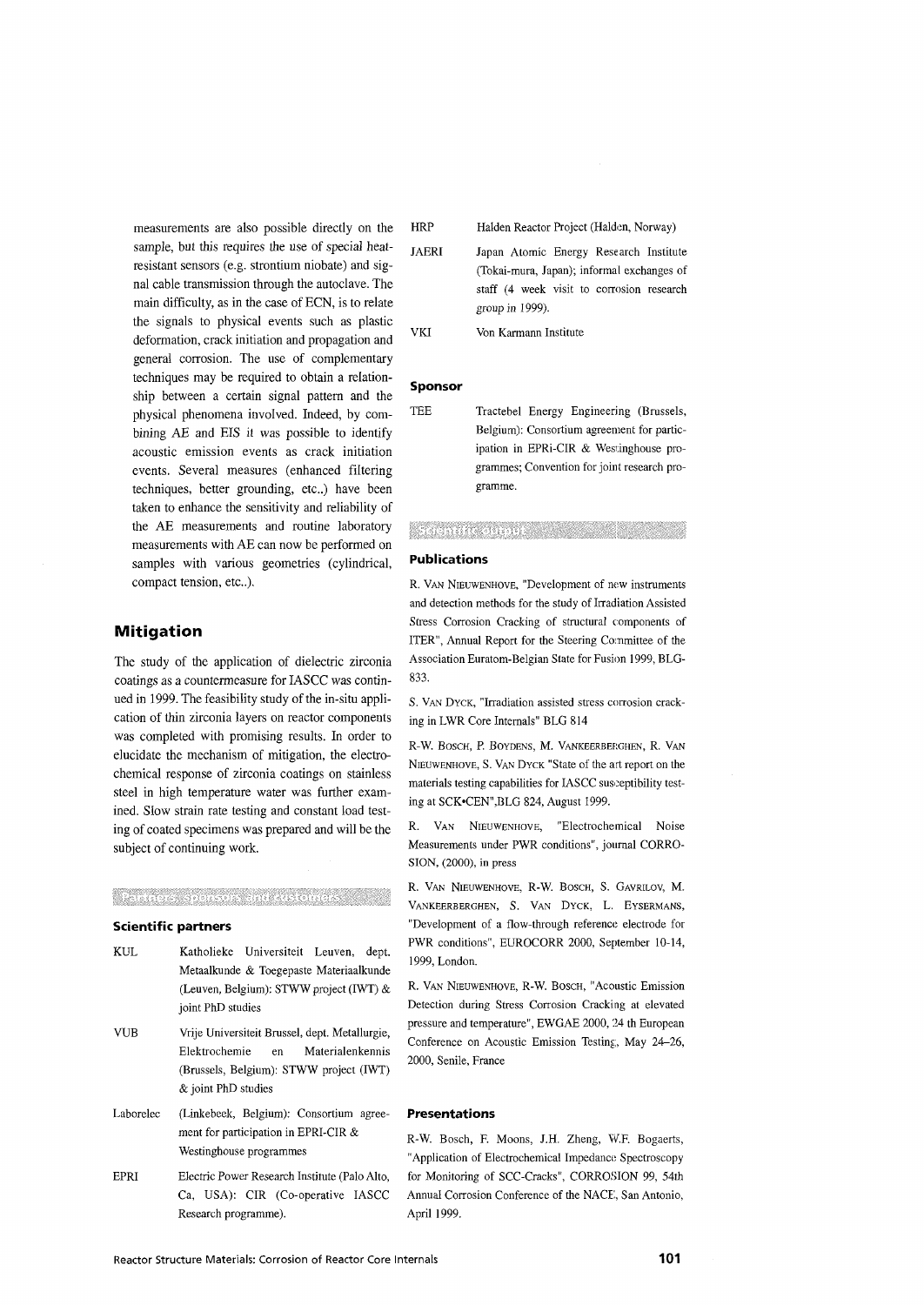measurements are also possible directly on the sample, but this requires the use of special heat-resistant sensors (e.g. strontium niobate) and signal cable transmission through the autoclave. The main difficulty, as in the case of ECN, is to relate the signals to physical events such as plastic deformation, crack initiation and propagation and general corrosion. The use of complementary techniques may be required to obtain a relationship between a certain signal pattern and the physical phenomena involved. Indeed, by combining AE and EIS it was possible to identify acoustic emission events as crack initiation events. Several measures (enhanced filtering techniques, better grounding, etc..) have been taken to enhance the sensitivity and reliability of the AE measurements and routine laboratory measurements with AE can now be performed on samples with various geometries (cylindrical, compact tension, etc..).

## Mitigation

The study of the application of dielectric zirconia coatings as a countermeasure for IASCC was continued in 1999. The feasibility study of the in-situ application of thin zirconia layers on reactor components was completed with promising results. In order to elucidate the mechanism of mitigation, the electrochemical response of zirconia coatings on stainless steel in high temperature water was further examined. Slow strain rate testing and constant load testing of coated specimens was prepared and will be the subject of continuing work.

## Partners, sponsors and customers

### Scientific partners

| | |
|---|---|
| KUL | Katholieke Universiteit Leuven, dept. Metaalkunde & Toegepaste Materiaalkunde (Leuven, Belgium): STWW project (IWT) & joint PhD studies |
| VUB | Vrije Universiteit Brussel, dept. Metallurgie, Elektrochemie en Materialenkennis (Brussels, Belgium): STWW project (IWT) & joint PhD studies |
| Laborelec | (Linkebeek, Belgium): Consortium agreement for participation in EPRI-CIR & Westinghouse programmes |
| EPRI | Electric Power Research Institute (Palo Alto, Ca, USA): CIR (Co-operative IASCC Research programme). |
| HRP | Halden Reactor Project (Halden, Norway) |
| JAERI | Japan Atomic Energy Research Institute (Tokai-mura, Japan); informal exchanges of staff (4 week visit to corrosion research group in 1999). |
| VKI | Von Karmann Institute |

### Sponsor

| | |
|---|---|
| TEE | Tractebel Energy Engineering (Brussels, Belgium): Consortium agreement for participation in EPRi-CIR & Westinghouse programmes; Convention for joint research programme. |

## Scientific output

### Publications

R. Van Nieuwenhove, "Development of new instruments and detection methods for the study of Irradiation Assisted Stress Corrosion Cracking of structural components of ITER", Annual Report for the Steering Committee of the Association Euratom-Belgian State for Fusion 1999, BLG-833.

S. Van Dyck, "Irradiation assisted stress corrosion cracking in LWR Core Internals" BLG 814

R-W. Bosch, P. Boydens, M. Vankeerberghen, R. Van Nieuwenhove, S. Van Dyck "State of the art report on the materials testing capabilities for IASCC susceptibility testing at SCK•CEN",BLG 824, August 1999.

R. Van Nieuwenhove, "Electrochemical Noise Measurements under PWR conditions", journal CORROSION, (2000), in press

R. Van Nieuwenhove, R-W. Bosch, S. Gavrilov, M. Vankeerberghen, S. Van Dyck, L. Eysermans, "Development of a flow-through reference electrode for PWR conditions", EUROCORR 2000, September 10-14, 1999, London.

R. Van Nieuwenhove, R-W. Bosch, "Acoustic Emission Detection during Stress Corrosion Cracking at elevated pressure and temperature", EWGAE 2000, 24 th European Conference on Acoustic Emission Testing, May 24–26, 2000, Senile, France

### Presentations

R-W. Bosch, F. Moons, J.H. Zheng, W.F. Bogaerts, "Application of Electrochemical Impedance Spectroscopy for Monitoring of SCC-Cracks", CORROSION 99, 54th Annual Corrosion Conference of the NACE, San Antonio, April 1999.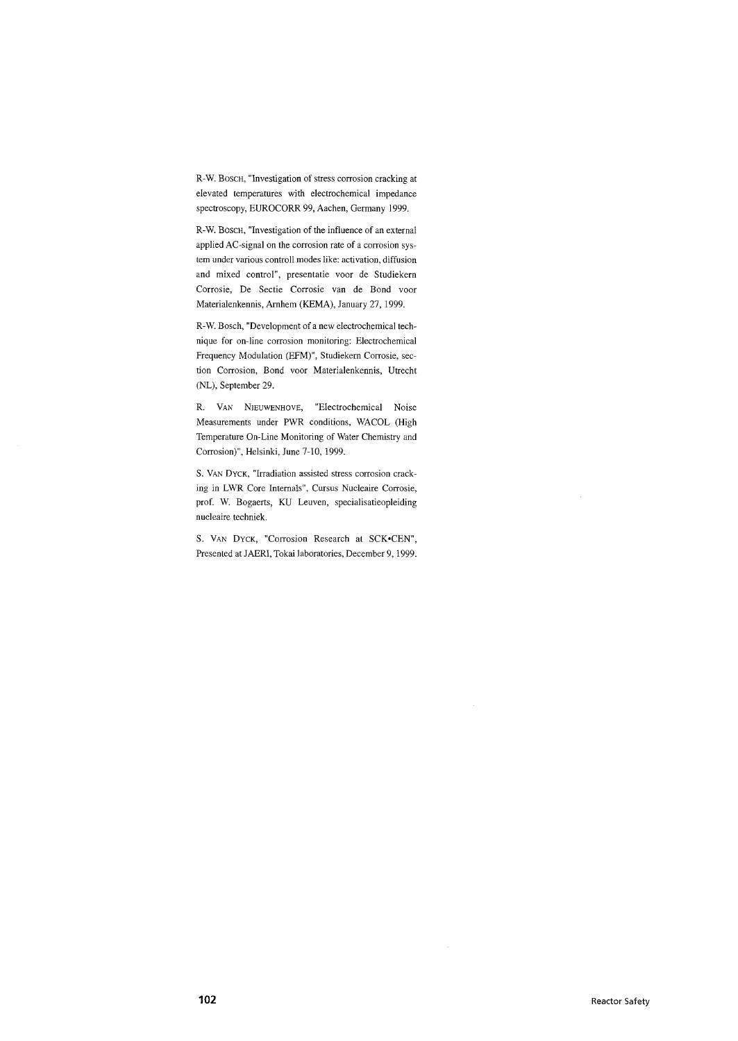R-W. BOSCH, "Investigation of stress corrosion cracking at elevated temperatures with electrochemical impedance spectroscopy, EUROCORR 99, Aachen, Germany 1999.

R-W. BOSCH, "Investigation of the influence of an external applied AC-signal on the corrosion rate of a corrosion system under various controll modes like: activation, diffusion and mixed control", presentatie voor de Studiekern Corrosie, De Sectie Corrosie van de Bond voor Materialenkennis, Arnhem (KEMA), January 27, 1999.

R-W. Bosch, "Development of a new electrochemical technique for on-line corrosion monitoring: Electrochemical Frequency Modulation (EFM)", Studiekern Corrosie, section Corrosion, Bond voor Materialenkennis, Utrecht (NL), September 29.

R. VAN NIEUWENHOVE, "Electrochemical Noise Measurements under PWR conditions, WACOL (High Temperature On-Line Monitoring of Water Chemistry and Corrosion)", Helsinki, June 7-10, 1999.

S. VAN DYCK, "Irradiation assisted stress corrosion cracking in LWR Core Internals", Cursus Nucleaire Corrosie, prof. W. Bogaerts, KU Leuven, specialisatieopleiding nucleaire techniek.

S. VAN DYCK, "Corrosion Research at SCK•CEN", Presented at JAERI, Tokai laboratories, December 9, 1999.